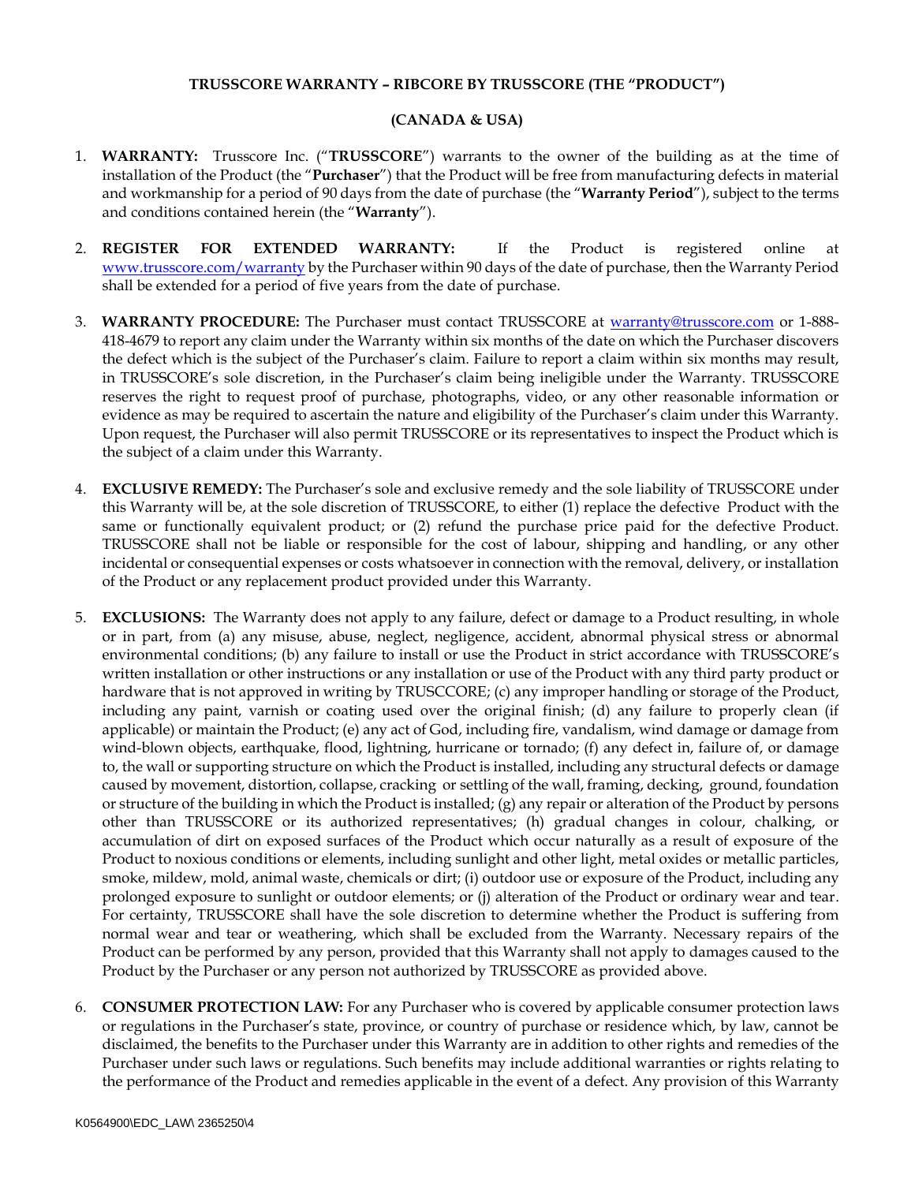**TRUSSCORE WARRANTY – RIBCORE BY TRUSSCORE (THE "PRODUCT")**

**(CANADA & USA)**

1. **WARRANTY:** Trusscore Inc. ("**TRUSSCORE**") warrants to the owner of the building as at the time of installation of the Product (the "**Purchaser**") that the Product will be free from manufacturing defects in material and workmanship for a period of 90 days from the date of purchase (the "**Warranty Period**"), subject to the terms and conditions contained herein (the "**Warranty**").

2. **REGISTER FOR EXTENDED WARRANTY:** If the Product is registered online at [www.trusscore.com/warranty](www.trusscore.com/warranty) by the Purchaser within 90 days of the date of purchase, then the Warranty Period shall be extended for a period of five years from the date of purchase.

3. **WARRANTY PROCEDURE:** The Purchaser must contact TRUSSCORE at [warranty@trusscore.com](mailto:warranty@trusscore.com) or 1-888-418-4679 to report any claim under the Warranty within six months of the date on which the Purchaser discovers the defect which is the subject of the Purchaser's claim. Failure to report a claim within six months may result, in TRUSSCORE's sole discretion, in the Purchaser's claim being ineligible under the Warranty. TRUSSCORE reserves the right to request proof of purchase, photographs, video, or any other reasonable information or evidence as may be required to ascertain the nature and eligibility of the Purchaser's claim under this Warranty. Upon request, the Purchaser will also permit TRUSSCORE or its representatives to inspect the Product which is the subject of a claim under this Warranty.

4. **EXCLUSIVE REMEDY:** The Purchaser's sole and exclusive remedy and the sole liability of TRUSSCORE under this Warranty will be, at the sole discretion of TRUSSCORE, to either (1) replace the defective Product with the same or functionally equivalent product; or (2) refund the purchase price paid for the defective Product. TRUSSCORE shall not be liable or responsible for the cost of labour, shipping and handling, or any other incidental or consequential expenses or costs whatsoever in connection with the removal, delivery, or installation of the Product or any replacement product provided under this Warranty.

5. **EXCLUSIONS:** The Warranty does not apply to any failure, defect or damage to a Product resulting, in whole or in part, from (a) any misuse, abuse, neglect, negligence, accident, abnormal physical stress or abnormal environmental conditions; (b) any failure to install or use the Product in strict accordance with TRUSSCORE's written installation or other instructions or any installation or use of the Product with any third party product or hardware that is not approved in writing by TRUSCCORE; (c) any improper handling or storage of the Product, including any paint, varnish or coating used over the original finish; (d) any failure to properly clean (if applicable) or maintain the Product; (e) any act of God, including fire, vandalism, wind damage or damage from wind-blown objects, earthquake, flood, lightning, hurricane or tornado; (f) any defect in, failure of, or damage to, the wall or supporting structure on which the Product is installed, including any structural defects or damage caused by movement, distortion, collapse, cracking or settling of the wall, framing, decking, ground, foundation or structure of the building in which the Product is installed; (g) any repair or alteration of the Product by persons other than TRUSSCORE or its authorized representatives; (h) gradual changes in colour, chalking, or accumulation of dirt on exposed surfaces of the Product which occur naturally as a result of exposure of the Product to noxious conditions or elements, including sunlight and other light, metal oxides or metallic particles, smoke, mildew, mold, animal waste, chemicals or dirt; (i) outdoor use or exposure of the Product, including any prolonged exposure to sunlight or outdoor elements; or (j) alteration of the Product or ordinary wear and tear. For certainty, TRUSSCORE shall have the sole discretion to determine whether the Product is suffering from normal wear and tear or weathering, which shall be excluded from the Warranty. Necessary repairs of the Product can be performed by any person, provided that this Warranty shall not apply to damages caused to the Product by the Purchaser or any person not authorized by TRUSSCORE as provided above.

6. **CONSUMER PROTECTION LAW:** For any Purchaser who is covered by applicable consumer protection laws or regulations in the Purchaser's state, province, or country of purchase or residence which, by law, cannot be disclaimed, the benefits to the Purchaser under this Warranty are in addition to other rights and remedies of the Purchaser under such laws or regulations. Such benefits may include additional warranties or rights relating to the performance of the Product and remedies applicable in the event of a defect. Any provision of this Warranty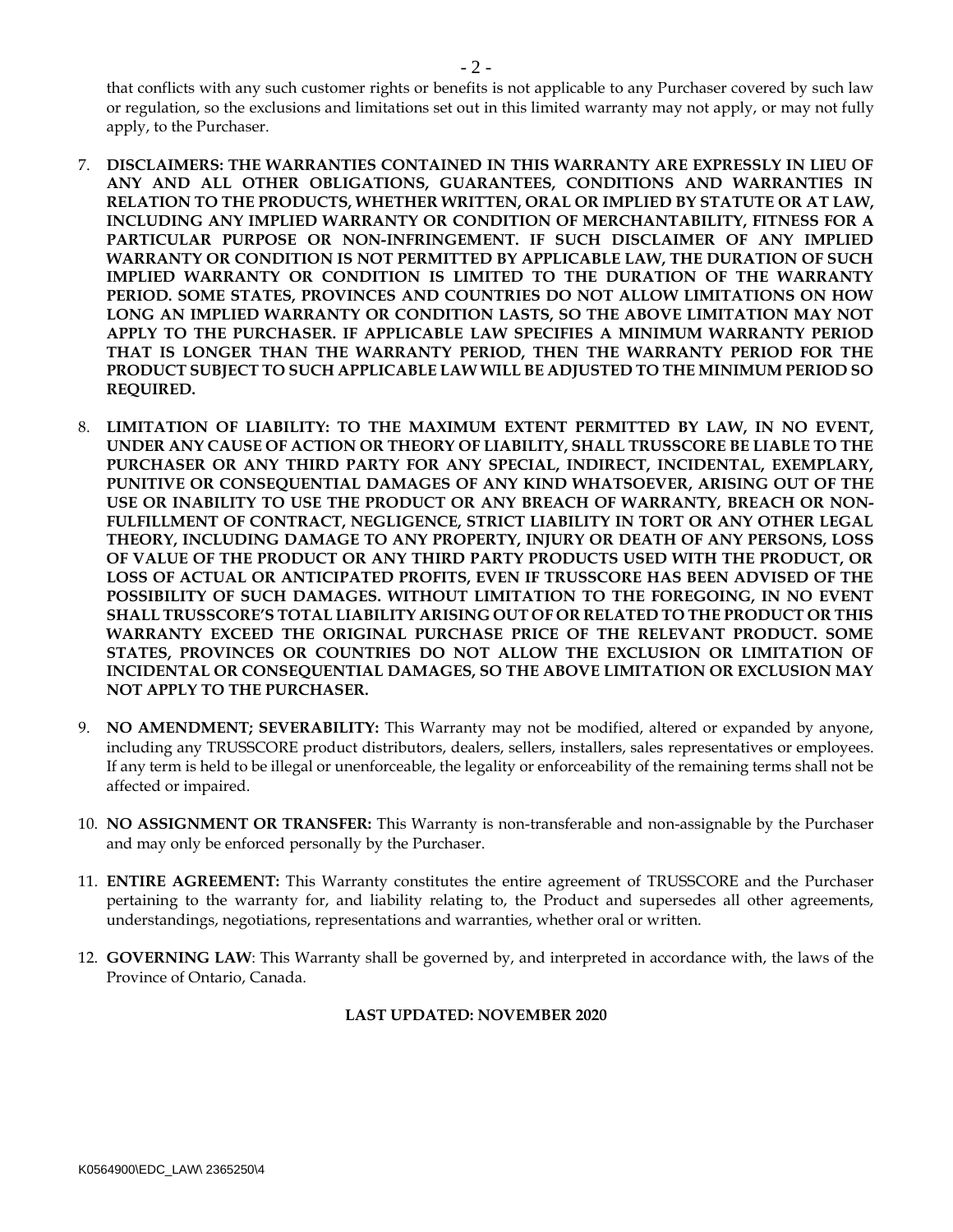that conflicts with any such customer rights or benefits is not applicable to any Purchaser covered by such law or regulation, so the exclusions and limitations set out in this limited warranty may not apply, or may not fully apply, to the Purchaser.

7. **DISCLAIMERS: THE WARRANTIES CONTAINED IN THIS WARRANTY ARE EXPRESSLY IN LIEU OF ANY AND ALL OTHER OBLIGATIONS, GUARANTEES, CONDITIONS AND WARRANTIES IN RELATION TO THE PRODUCTS, WHETHER WRITTEN, ORAL OR IMPLIED BY STATUTE OR AT LAW, INCLUDING ANY IMPLIED WARRANTY OR CONDITION OF MERCHANTABILITY, FITNESS FOR A PARTICULAR PURPOSE OR NON-INFRINGEMENT. IF SUCH DISCLAIMER OF ANY IMPLIED WARRANTY OR CONDITION IS NOT PERMITTED BY APPLICABLE LAW, THE DURATION OF SUCH IMPLIED WARRANTY OR CONDITION IS LIMITED TO THE DURATION OF THE WARRANTY PERIOD. SOME STATES, PROVINCES AND COUNTRIES DO NOT ALLOW LIMITATIONS ON HOW LONG AN IMPLIED WARRANTY OR CONDITION LASTS, SO THE ABOVE LIMITATION MAY NOT APPLY TO THE PURCHASER. IF APPLICABLE LAW SPECIFIES A MINIMUM WARRANTY PERIOD THAT IS LONGER THAN THE WARRANTY PERIOD, THEN THE WARRANTY PERIOD FOR THE PRODUCT SUBJECT TO SUCH APPLICABLE LAW WILL BE ADJUSTED TO THE MINIMUM PERIOD SO REQUIRED.**

8. **LIMITATION OF LIABILITY: TO THE MAXIMUM EXTENT PERMITTED BY LAW, IN NO EVENT, UNDER ANY CAUSE OF ACTION OR THEORY OF LIABILITY, SHALL TRUSSCORE BE LIABLE TO THE PURCHASER OR ANY THIRD PARTY FOR ANY SPECIAL, INDIRECT, INCIDENTAL, EXEMPLARY, PUNITIVE OR CONSEQUENTIAL DAMAGES OF ANY KIND WHATSOEVER, ARISING OUT OF THE USE OR INABILITY TO USE THE PRODUCT OR ANY BREACH OF WARRANTY, BREACH OR NON-FULFILLMENT OF CONTRACT, NEGLIGENCE, STRICT LIABILITY IN TORT OR ANY OTHER LEGAL THEORY, INCLUDING DAMAGE TO ANY PROPERTY, INJURY OR DEATH OF ANY PERSONS, LOSS OF VALUE OF THE PRODUCT OR ANY THIRD PARTY PRODUCTS USED WITH THE PRODUCT, OR LOSS OF ACTUAL OR ANTICIPATED PROFITS, EVEN IF TRUSSCORE HAS BEEN ADVISED OF THE POSSIBILITY OF SUCH DAMAGES. WITHOUT LIMITATION TO THE FOREGOING, IN NO EVENT SHALL TRUSSCORE'S TOTAL LIABILITY ARISING OUT OF OR RELATED TO THE PRODUCT OR THIS WARRANTY EXCEED THE ORIGINAL PURCHASE PRICE OF THE RELEVANT PRODUCT. SOME STATES, PROVINCES OR COUNTRIES DO NOT ALLOW THE EXCLUSION OR LIMITATION OF INCIDENTAL OR CONSEQUENTIAL DAMAGES, SO THE ABOVE LIMITATION OR EXCLUSION MAY NOT APPLY TO THE PURCHASER.**

9. **NO AMENDMENT; SEVERABILITY:** This Warranty may not be modified, altered or expanded by anyone, including any TRUSSCORE product distributors, dealers, sellers, installers, sales representatives or employees. If any term is held to be illegal or unenforceable, the legality or enforceability of the remaining terms shall not be affected or impaired.

10. **NO ASSIGNMENT OR TRANSFER:** This Warranty is non-transferable and non-assignable by the Purchaser and may only be enforced personally by the Purchaser.

11. **ENTIRE AGREEMENT:** This Warranty constitutes the entire agreement of TRUSSCORE and the Purchaser pertaining to the warranty for, and liability relating to, the Product and supersedes all other agreements, understandings, negotiations, representations and warranties, whether oral or written.

12. **GOVERNING LAW**: This Warranty shall be governed by, and interpreted in accordance with, the laws of the Province of Ontario, Canada.

**LAST UPDATED: NOVEMBER 2020**

K0564900\EDC_LAW\ 2365250\4